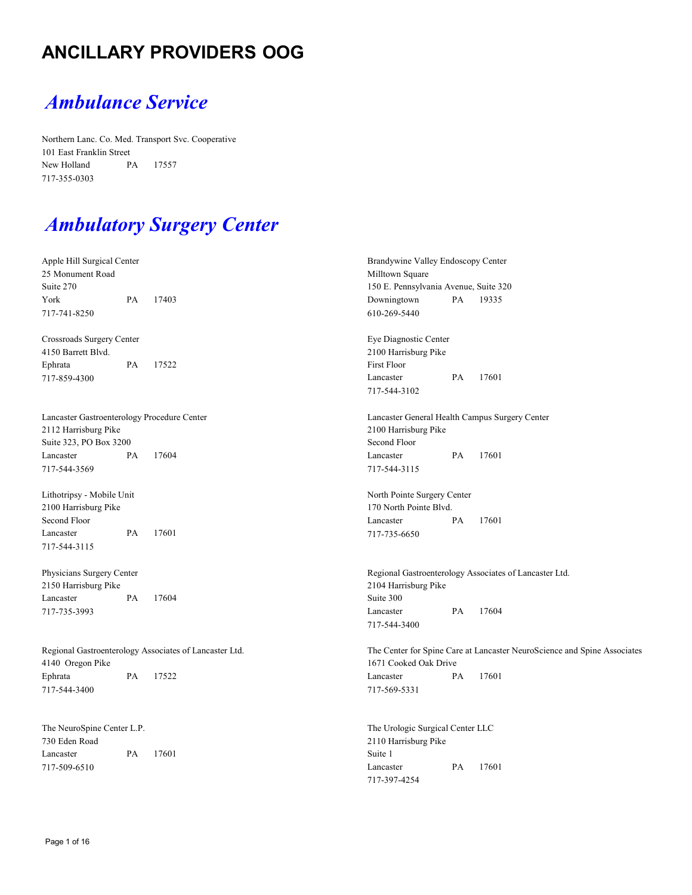# ANCILLARY PROVIDERS OOG

## *Ambulance Service*

Northern Lanc. Co. Med. Transport Svc. Cooperative
101 East Franklin Street
New Holland PA 17557
717-355-0303

## *Ambulatory Surgery Center*

Apple Hill Surgical Center
25 Monument Road
Suite 270
York PA 17403
717-741-8250

Brandywine Valley Endoscopy Center
Milltown Square
150 E. Pennsylvania Avenue, Suite 320
Downingtown PA 19335
610-269-5440

Crossroads Surgery Center
4150 Barrett Blvd.
Ephrata PA 17522
717-859-4300

Eye Diagnostic Center
2100 Harrisburg Pike
First Floor
Lancaster PA 17601
717-544-3102

Lancaster Gastroenterology Procedure Center
2112 Harrisburg Pike
Suite 323, PO Box 3200
Lancaster PA 17604
717-544-3569

Lancaster General Health Campus Surgery Center
2100 Harrisburg Pike
Second Floor
Lancaster PA 17601
717-544-3115

Lithotripsy - Mobile Unit
2100 Harrisburg Pike
Second Floor
Lancaster PA 17601
717-544-3115

North Pointe Surgery Center
170 North Pointe Blvd.
Lancaster PA 17601
717-735-6650

Physicians Surgery Center
2150 Harrisburg Pike
Lancaster PA 17604
717-735-3993

Regional Gastroenterology Associates of Lancaster Ltd.
2104 Harrisburg Pike
Suite 300
Lancaster PA 17604
717-544-3400

Regional Gastroenterology Associates of Lancaster Ltd.
4140 Oregon Pike
Ephrata PA 17522
717-544-3400

The Center for Spine Care at Lancaster NeuroScience and Spine Associates
1671 Cooked Oak Drive
Lancaster PA 17601
717-569-5331

The NeuroSpine Center L.P.
730 Eden Road
Lancaster PA 17601
717-509-6510

The Urologic Surgical Center LLC
2110 Harrisburg Pike
Suite 1
Lancaster PA 17601
717-397-4254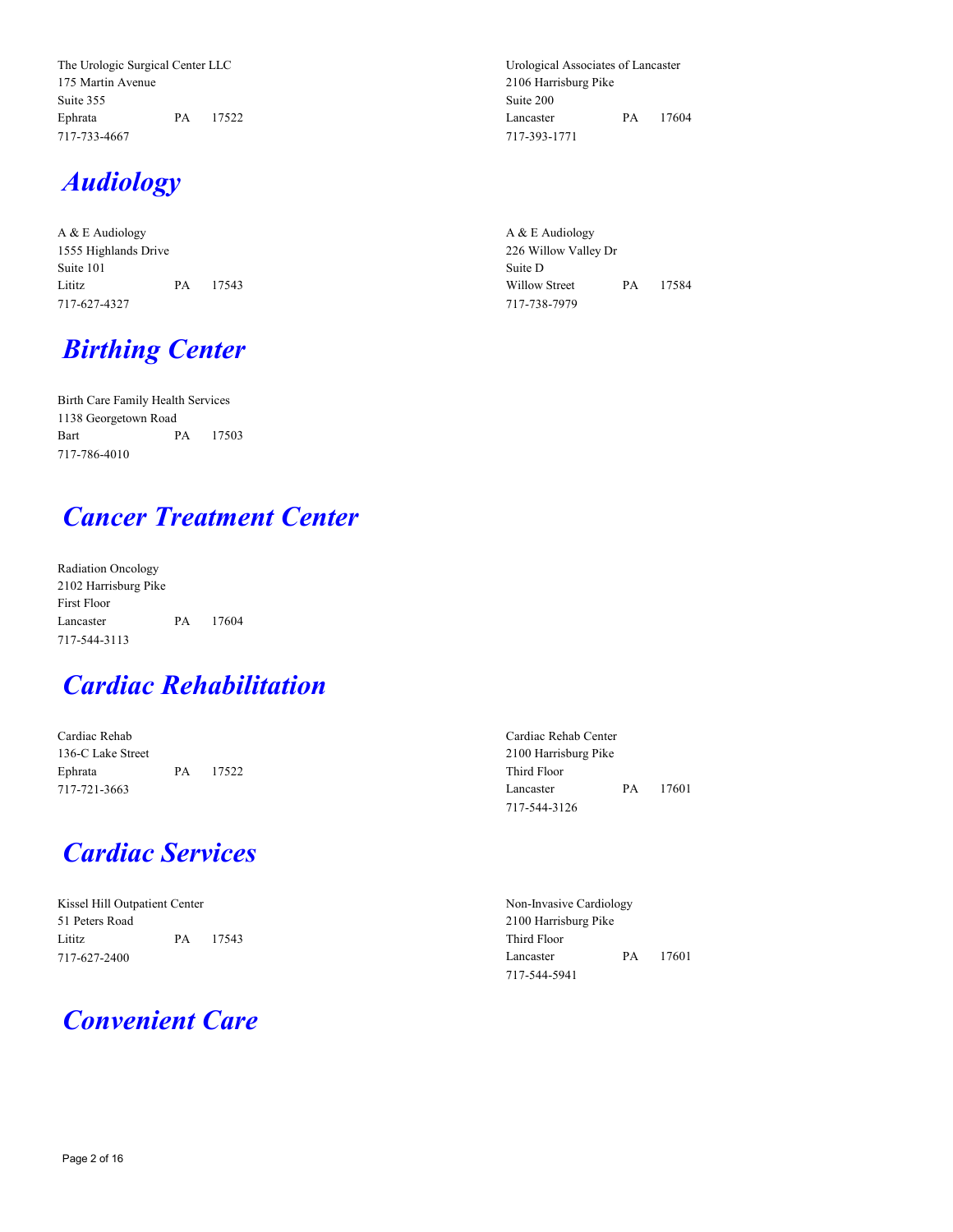The Urologic Surgical Center LLC
175 Martin Avenue
Suite 355
Ephrata PA 17522
717-733-4667

Urological Associates of Lancaster
2106 Harrisburg Pike
Suite 200
Lancaster PA 17604
717-393-1771

## *Audiology*

A & E Audiology
1555 Highlands Drive
Suite 101
Lititz PA 17543
717-627-4327

A & E Audiology
226 Willow Valley Dr
Suite D
Willow Street PA 17584
717-738-7979

## *Birthing Center*

Birth Care Family Health Services
1138 Georgetown Road
Bart PA 17503
717-786-4010

## *Cancer Treatment Center*

Radiation Oncology
2102 Harrisburg Pike
First Floor
Lancaster PA 17604
717-544-3113

## *Cardiac Rehabilitation*

Cardiac Rehab
136-C Lake Street
Ephrata PA 17522
717-721-3663

Cardiac Rehab Center
2100 Harrisburg Pike
Third Floor
Lancaster PA 17601
717-544-3126

## *Cardiac Services*

Kissel Hill Outpatient Center
51 Peters Road
Lititz PA 17543
717-627-2400

Non-Invasive Cardiology
2100 Harrisburg Pike
Third Floor
Lancaster PA 17601
717-544-5941

## *Convenient Care*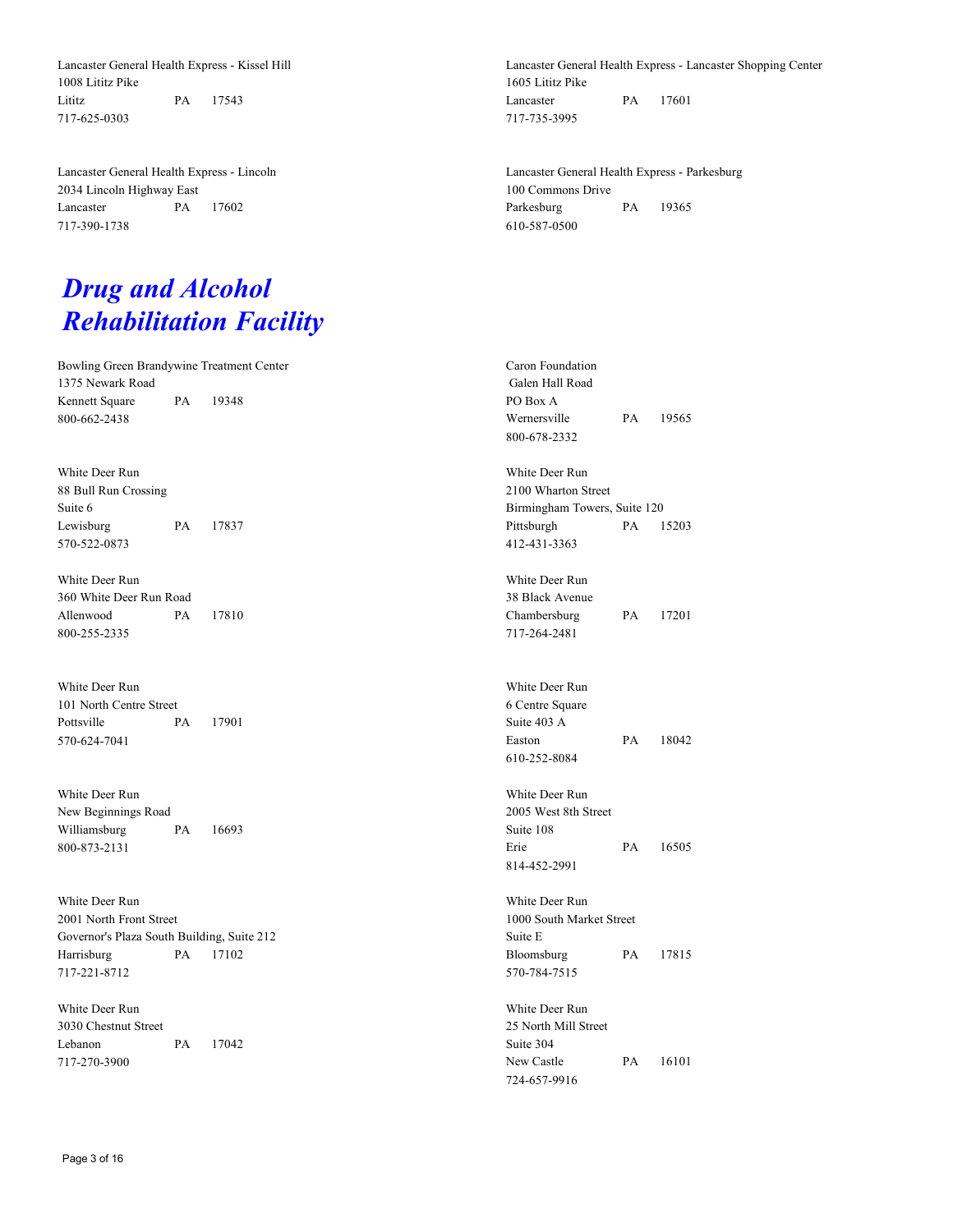Lancaster General Health Express - Kissel Hill
1008 Lititz Pike
Lititz PA 17543
717-625-0303

Lancaster General Health Express - Lancaster Shopping Center
1605 Lititz Pike
Lancaster PA 17601
717-735-3995

Lancaster General Health Express - Lincoln
2034 Lincoln Highway East
Lancaster PA 17602
717-390-1738

Lancaster General Health Express - Parkesburg
100 Commons Drive
Parkesburg PA 19365
610-587-0500

## *Drug and Alcohol Rehabilitation Facility*

Bowling Green Brandywine Treatment Center
1375 Newark Road
Kennett Square PA 19348
800-662-2438

Caron Foundation
Galen Hall Road
PO Box A
Wernersville PA 19565
800-678-2332

White Deer Run
88 Bull Run Crossing
Suite 6
Lewisburg PA 17837
570-522-0873

White Deer Run
2100 Wharton Street
Birmingham Towers, Suite 120
Pittsburgh PA 15203
412-431-3363

White Deer Run
360 White Deer Run Road
Allenwood PA 17810
800-255-2335

White Deer Run
38 Black Avenue
Chambersburg PA 17201
717-264-2481

White Deer Run
101 North Centre Street
Pottsville PA 17901
570-624-7041

White Deer Run
6 Centre Square
Suite 403 A
Easton PA 18042
610-252-8084

White Deer Run
New Beginnings Road
Williamsburg PA 16693
800-873-2131

White Deer Run
2005 West 8th Street
Suite 108
Erie PA 16505
814-452-2991

White Deer Run
2001 North Front Street
Governor's Plaza South Building, Suite 212
Harrisburg PA 17102
717-221-8712

White Deer Run
1000 South Market Street
Suite E
Bloomsburg PA 17815
570-784-7515

White Deer Run
3030 Chestnut Street
Lebanon PA 17042
717-270-3900

White Deer Run
25 North Mill Street
Suite 304
New Castle PA 16101
724-657-9916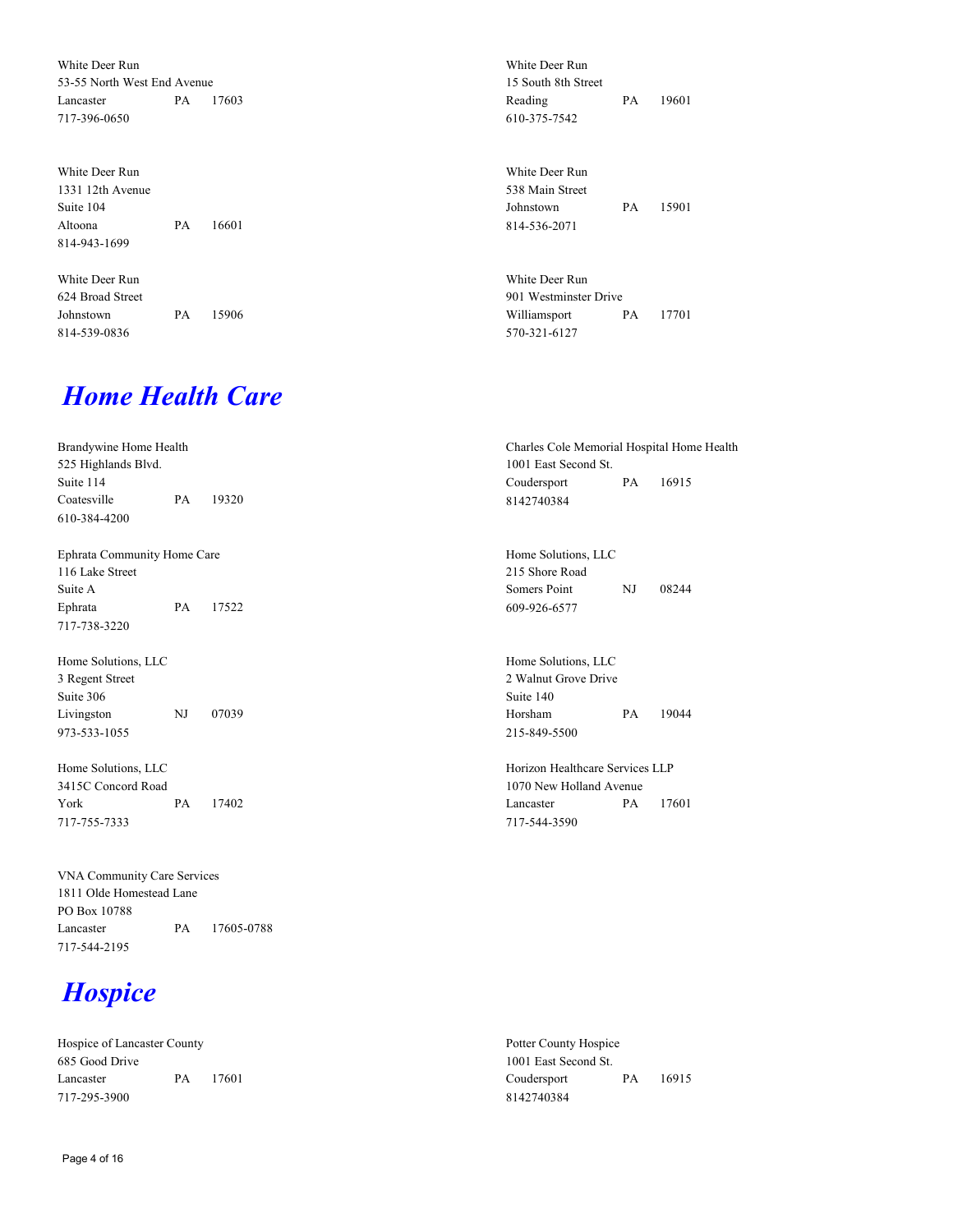White Deer Run
53-55 North West End Avenue
Lancaster PA 17603
717-396-0650

White Deer Run
15 South 8th Street
Reading PA 19601
610-375-7542

White Deer Run
1331 12th Avenue
Suite 104
Altoona PA 16601
814-943-1699

White Deer Run
538 Main Street
Johnstown PA 15901
814-536-2071

White Deer Run
624 Broad Street
Johnstown PA 15906
814-539-0836

White Deer Run
901 Westminster Drive
Williamsport PA 17701
570-321-6127

# *Home Health Care*

Brandywine Home Health
525 Highlands Blvd.
Suite 114
Coatesville PA 19320
610-384-4200

Charles Cole Memorial Hospital Home Health
1001 East Second St.
Coudersport PA 16915
8142740384

Ephrata Community Home Care
116 Lake Street
Suite A
Ephrata PA 17522
717-738-3220

Home Solutions, LLC
215 Shore Road
Somers Point NJ 08244
609-926-6577

Home Solutions, LLC
3 Regent Street
Suite 306
Livingston NJ 07039
973-533-1055

Home Solutions, LLC
2 Walnut Grove Drive
Suite 140
Horsham PA 19044
215-849-5500

Home Solutions, LLC
3415C Concord Road
York PA 17402
717-755-7333

Horizon Healthcare Services LLP
1070 New Holland Avenue
Lancaster PA 17601
717-544-3590

VNA Community Care Services
1811 Olde Homestead Lane
PO Box 10788
Lancaster PA 17605-0788
717-544-2195

# *Hospice*

Hospice of Lancaster County
685 Good Drive
Lancaster PA 17601
717-295-3900

Potter County Hospice
1001 East Second St.
Coudersport PA 16915
8142740384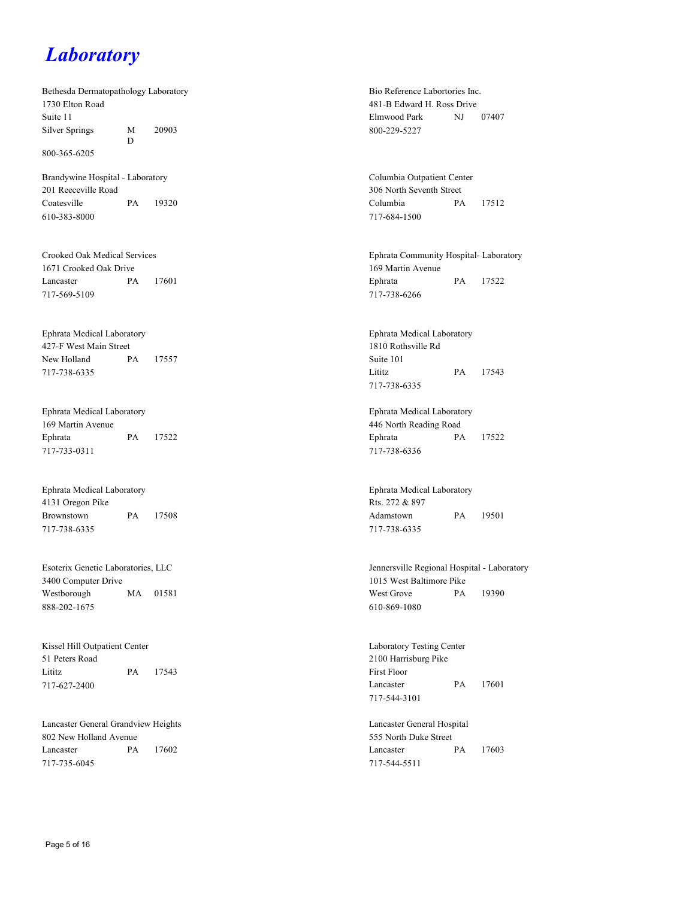# *Laboratory*

Bethesda Dermatopathology Laboratory
1730 Elton Road
Suite 11
Silver Springs MD 20903
800-365-6205

Bio Reference Labortories Inc.
481-B Edward H. Ross Drive
Elmwood Park NJ 07407
800-229-5227

Brandywine Hospital - Laboratory
201 Reeceville Road
Coatesville PA 19320
610-383-8000

Columbia Outpatient Center
306 North Seventh Street
Columbia PA 17512
717-684-1500

Crooked Oak Medical Services
1671 Crooked Oak Drive
Lancaster PA 17601
717-569-5109

Ephrata Community Hospital- Laboratory
169 Martin Avenue
Ephrata PA 17522
717-738-6266

Ephrata Medical Laboratory
427-F West Main Street
New Holland PA 17557
717-738-6335

Ephrata Medical Laboratory
1810 Rothsville Rd
Suite 101
Lititz PA 17543
717-738-6335

Ephrata Medical Laboratory
169 Martin Avenue
Ephrata PA 17522
717-733-0311

Ephrata Medical Laboratory
446 North Reading Road
Ephrata PA 17522
717-738-6336

Ephrata Medical Laboratory
4131 Oregon Pike
Brownstown PA 17508
717-738-6335

Ephrata Medical Laboratory
Rts. 272 & 897
Adamstown PA 19501
717-738-6335

Esoterix Genetic Laboratories, LLC
3400 Computer Drive
Westborough MA 01581
888-202-1675

Jennersville Regional Hospital - Laboratory
1015 West Baltimore Pike
West Grove PA 19390
610-869-1080

Kissel Hill Outpatient Center
51 Peters Road
Lititz PA 17543
717-627-2400

Laboratory Testing Center
2100 Harrisburg Pike
First Floor
Lancaster PA 17601
717-544-3101

Lancaster General Grandview Heights
802 New Holland Avenue
Lancaster PA 17602
717-735-6045

Lancaster General Hospital
555 North Duke Street
Lancaster PA 17603
717-544-5511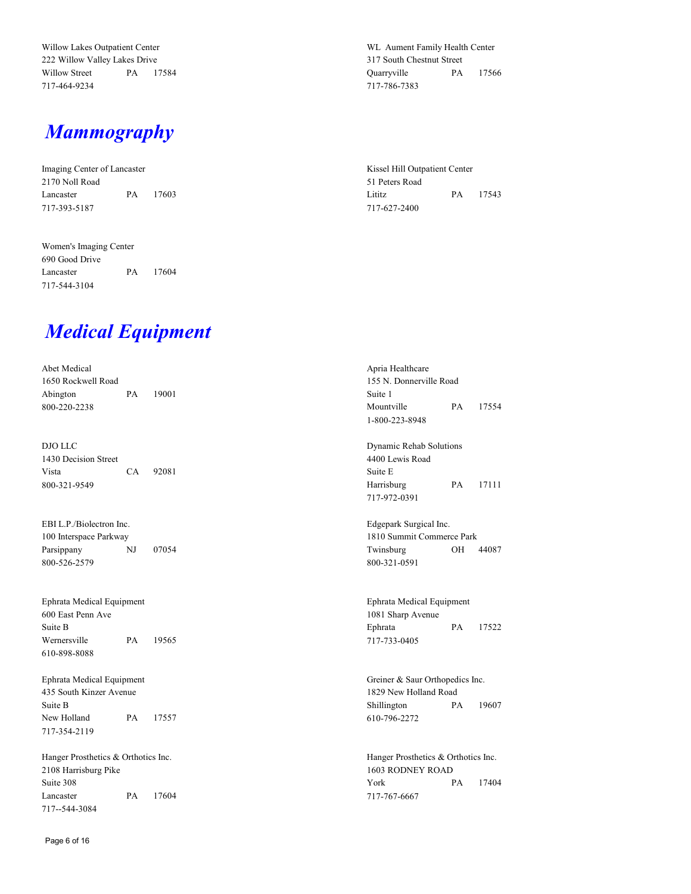Willow Lakes Outpatient Center
222 Willow Valley Lakes Drive
Willow Street PA 17584
717-464-9234

WL Aument Family Health Center
317 South Chestnut Street
Quarryville PA 17566
717-786-7383

# *Mammography*

Imaging Center of Lancaster
2170 Noll Road
Lancaster PA 17603
717-393-5187

Kissel Hill Outpatient Center
51 Peters Road
Lititz PA 17543
717-627-2400

Women's Imaging Center
690 Good Drive
Lancaster PA 17604
717-544-3104

# *Medical Equipment*

Abet Medical
1650 Rockwell Road
Abington PA 19001
800-220-2238

Apria Healthcare
155 N. Donnerville Road
Suite 1
Mountville PA 17554
1-800-223-8948

DJO LLC
1430 Decision Street
Vista CA 92081
800-321-9549

Dynamic Rehab Solutions
4400 Lewis Road
Suite E
Harrisburg PA 17111
717-972-0391

EBI L.P./Biolectron Inc.
100 Interspace Parkway
Parsippany NJ 07054
800-526-2579

Edgepark Surgical Inc.
1810 Summit Commerce Park
Twinsburg OH 44087
800-321-0591

Ephrata Medical Equipment
600 East Penn Ave
Suite B
Wernersville PA 19565
610-898-8088

Ephrata Medical Equipment
1081 Sharp Avenue
Ephrata PA 17522
717-733-0405

Ephrata Medical Equipment
435 South Kinzer Avenue
Suite B
New Holland PA 17557
717-354-2119

Greiner & Saur Orthopedics Inc.
1829 New Holland Road
Shillington PA 19607
610-796-2272

Hanger Prosthetics & Orthotics Inc.
2108 Harrisburg Pike
Suite 308
Lancaster PA 17604
717--544-3084

Hanger Prosthetics & Orthotics Inc.
1603 RODNEY ROAD
York PA 17404
717-767-6667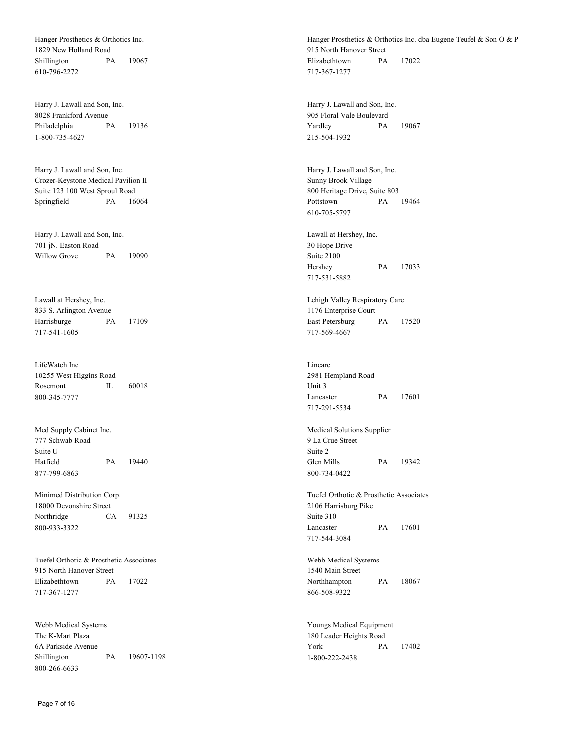Hanger Prosthetics & Orthotics Inc.
1829 New Holland Road
Shillington PA 19067
610-796-2272

Hanger Prosthetics & Orthotics Inc. dba Eugene Teufel & Son O & P
915 North Hanover Street
Elizabethtown PA 17022
717-367-1277

Harry J. Lawall and Son, Inc.
8028 Frankford Avenue
Philadelphia PA 19136
1-800-735-4627

Harry J. Lawall and Son, Inc.
905 Floral Vale Boulevard
Yardley PA 19067
215-504-1932

Harry J. Lawall and Son, Inc.
Crozer-Keystone Medical Pavilion II
Suite 123 100 West Sproul Road
Springfield PA 16064

Harry J. Lawall and Son, Inc.
Sunny Brook Village
800 Heritage Drive, Suite 803
Pottstown PA 19464
610-705-5797

Harry J. Lawall and Son, Inc.
701 jN. Easton Road
Willow Grove PA 19090

Lawall at Hershey, Inc.
30 Hope Drive
Suite 2100
Hershey PA 17033
717-531-5882

Lawall at Hershey, Inc.
833 S. Arlington Avenue
Harrisburge PA 17109
717-541-1605

Lehigh Valley Respiratory Care
1176 Enterprise Court
East Petersburg PA 17520
717-569-4667

LifeWatch Inc
10255 West Higgins Road
Rosemont IL 60018
800-345-7777

Lincare
2981 Hempland Road
Unit 3
Lancaster PA 17601
717-291-5534

Med Supply Cabinet Inc.
777 Schwab Road
Suite U
Hatfield PA 19440
877-799-6863

Medical Solutions Supplier
9 La Crue Street
Suite 2
Glen Mills PA 19342
800-734-0422

Minimed Distribution Corp.
18000 Devonshire Street
Northridge CA 91325
800-933-3322

Tuefel Orthotic & Prosthetic Associates
2106 Harrisburg Pike
Suite 310
Lancaster PA 17601
717-544-3084

Tuefel Orthotic & Prosthetic Associates
915 North Hanover Street
Elizabethtown PA 17022
717-367-1277

Webb Medical Systems
1540 Main Street
Northhampton PA 18067
866-508-9322

Webb Medical Systems
The K-Mart Plaza
6A Parkside Avenue
Shillington PA 19607-1198
800-266-6633

Youngs Medical Equipment
180 Leader Heights Road
York PA 17402
1-800-222-2438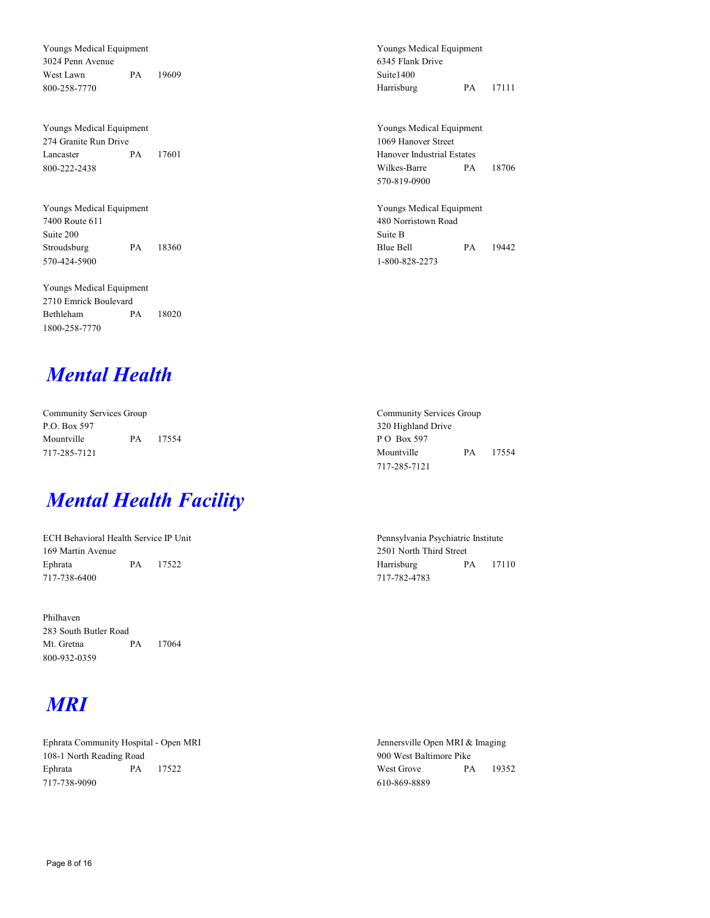Youngs Medical Equipment
3024 Penn Avenue
West Lawn PA 19609
800-258-7770

Youngs Medical Equipment
6345 Flank Drive
Suite1400
Harrisburg PA 17111

Youngs Medical Equipment
274 Granite Run Drive
Lancaster PA 17601
800-222-2438

Youngs Medical Equipment
1069 Hanover Street
Hanover Industrial Estates
Wilkes-Barre PA 18706
570-819-0900

Youngs Medical Equipment
7400 Route 611
Suite 200
Stroudsburg PA 18360
570-424-5900

Youngs Medical Equipment
480 Norristown Road
Suite B
Blue Bell PA 19442
1-800-828-2273

Youngs Medical Equipment
2710 Emrick Boulevard
Bethleham PA 18020
1800-258-7770

# *Mental Health*

Community Services Group
P.O. Box 597
Mountville PA 17554
717-285-7121

Community Services Group
320 Highland Drive
P O Box 597
Mountville PA 17554
717-285-7121

# *Mental Health Facility*

ECH Behavioral Health Service IP Unit
169 Martin Avenue
Ephrata PA 17522
717-738-6400

Pennsylvania Psychiatric Institute
2501 North Third Street
Harrisburg PA 17110
717-782-4783

Philhaven
283 South Butler Road
Mt. Gretna PA 17064
800-932-0359

# *MRI*

Ephrata Community Hospital - Open MRI
108-1 North Reading Road
Ephrata PA 17522
717-738-9090

Jennersville Open MRI & Imaging
900 West Baltimore Pike
West Grove PA 19352
610-869-8889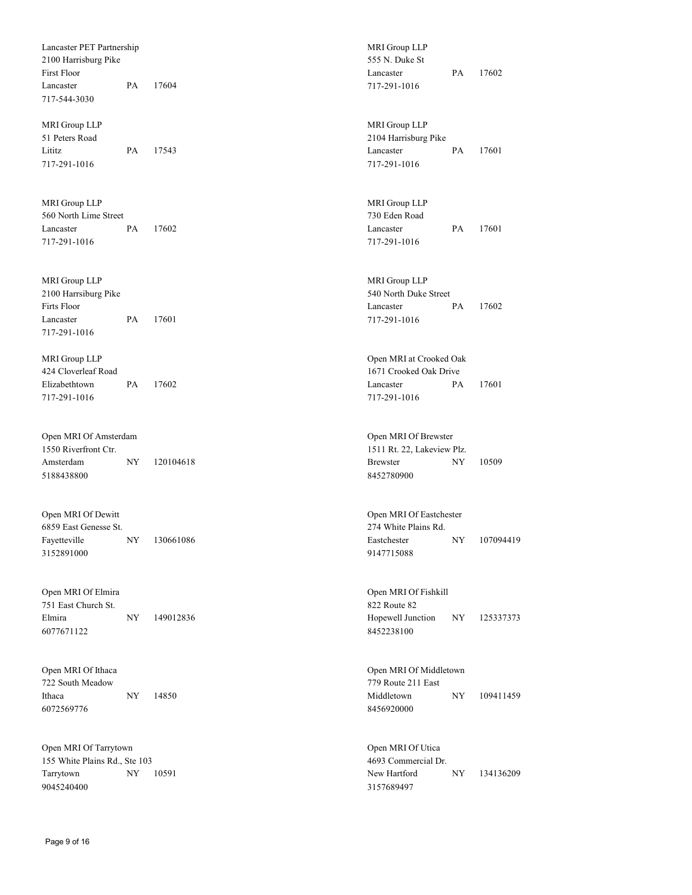Lancaster PET Partnership
2100 Harrisburg Pike
First Floor
Lancaster PA 17604
717-544-3030

MRI Group LLP
555 N. Duke St
Lancaster PA 17602
717-291-1016

MRI Group LLP
51 Peters Road
Lititz PA 17543
717-291-1016

MRI Group LLP
2104 Harrisburg Pike
Lancaster PA 17601
717-291-1016

MRI Group LLP
560 North Lime Street
Lancaster PA 17602
717-291-1016

MRI Group LLP
730 Eden Road
Lancaster PA 17601
717-291-1016

MRI Group LLP
2100 Harrsiburg Pike
Firts Floor
Lancaster PA 17601
717-291-1016

MRI Group LLP
540 North Duke Street
Lancaster PA 17602
717-291-1016

MRI Group LLP
424 Cloverleaf Road
Elizabethtown PA 17602
717-291-1016

Open MRI at Crooked Oak
1671 Crooked Oak Drive
Lancaster PA 17601
717-291-1016

Open MRI Of Amsterdam
1550 Riverfront Ctr.
Amsterdam NY 120104618
5188438800

Open MRI Of Brewster
1511 Rt. 22, Lakeview Plz.
Brewster NY 10509
8452780900

Open MRI Of Dewitt
6859 East Genesse St.
Fayetteville NY 130661086
3152891000

Open MRI Of Eastchester
274 White Plains Rd.
Eastchester NY 107094419
9147715088

Open MRI Of Elmira
751 East Church St.
Elmira NY 149012836
6077671122

Open MRI Of Fishkill
822 Route 82
Hopewell Junction NY 125337373
8452238100

Open MRI Of Ithaca
722 South Meadow
Ithaca NY 14850
6072569776

Open MRI Of Middletown
779 Route 211 East
Middletown NY 109411459
8456920000

Open MRI Of Tarrytown
155 White Plains Rd., Ste 103
Tarrytown NY 10591
9045240400

Open MRI Of Utica
4693 Commercial Dr.
New Hartford NY 134136209
3157689497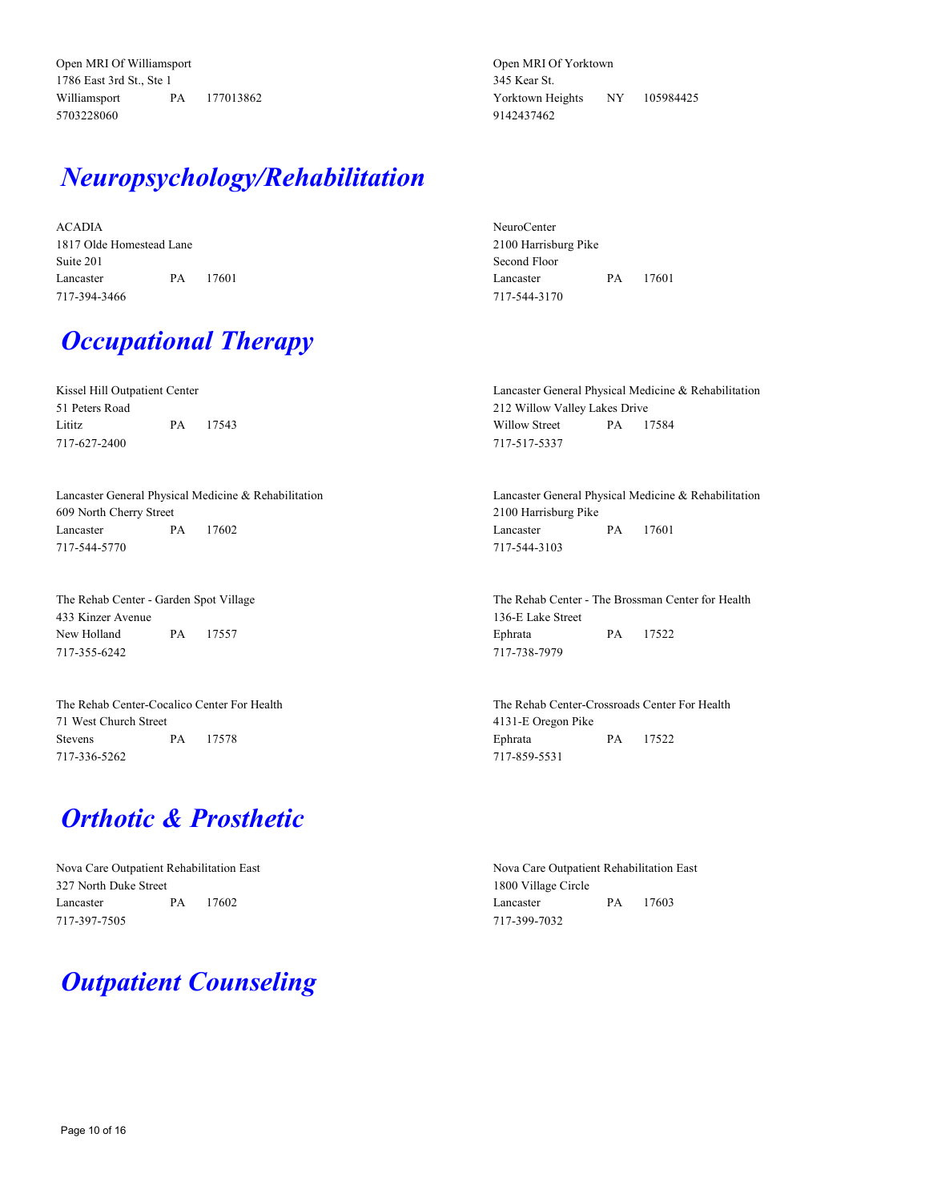Open MRI Of Williamsport
1786 East 3rd St., Ste 1
Williamsport PA 177013862
5703228060

Open MRI Of Yorktown
345 Kear St.
Yorktown Heights NY 105984425
9142437462

## *Neuropsychology/Rehabilitation*

ACADIA
1817 Olde Homestead Lane
Suite 201
Lancaster PA 17601
717-394-3466

NeuroCenter
2100 Harrisburg Pike
Second Floor
Lancaster PA 17601
717-544-3170

## *Occupational Therapy*

Kissel Hill Outpatient Center
51 Peters Road
Lititz PA 17543
717-627-2400

Lancaster General Physical Medicine & Rehabilitation
212 Willow Valley Lakes Drive
Willow Street PA 17584
717-517-5337

Lancaster General Physical Medicine & Rehabilitation
609 North Cherry Street
Lancaster PA 17602
717-544-5770

Lancaster General Physical Medicine & Rehabilitation
2100 Harrisburg Pike
Lancaster PA 17601
717-544-3103

The Rehab Center - Garden Spot Village
433 Kinzer Avenue
New Holland PA 17557
717-355-6242

The Rehab Center - The Brossman Center for Health
136-E Lake Street
Ephrata PA 17522
717-738-7979

The Rehab Center-Cocalico Center For Health
71 West Church Street
Stevens PA 17578
717-336-5262

The Rehab Center-Crossroads Center For Health
4131-E Oregon Pike
Ephrata PA 17522
717-859-5531

## *Orthotic & Prosthetic*

Nova Care Outpatient Rehabilitation East
327 North Duke Street
Lancaster PA 17602
717-397-7505

Nova Care Outpatient Rehabilitation East
1800 Village Circle
Lancaster PA 17603
717-399-7032

## *Outpatient Counseling*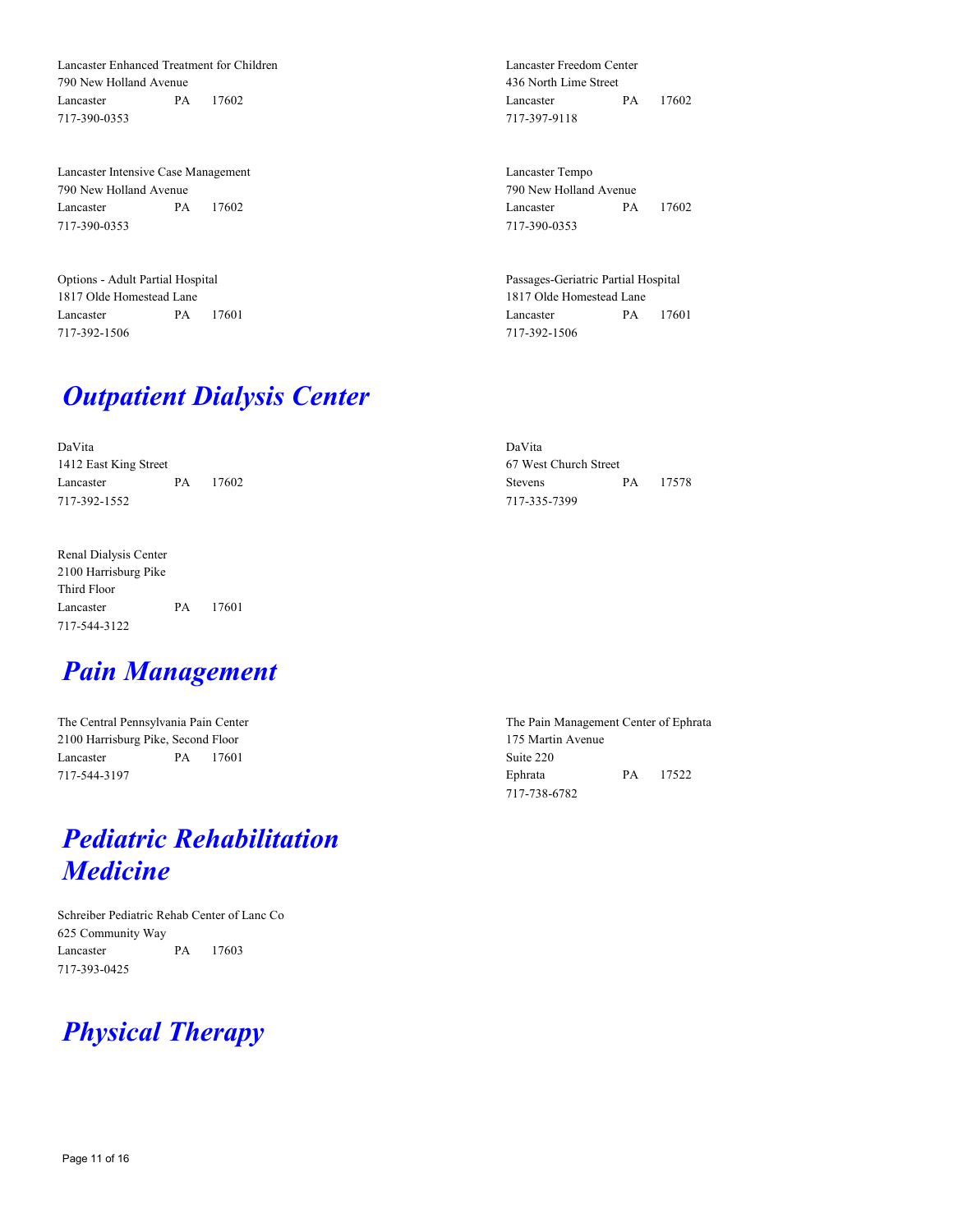Lancaster Enhanced Treatment for Children
790 New Holland Avenue
Lancaster PA 17602
717-390-0353

Lancaster Freedom Center
436 North Lime Street
Lancaster PA 17602
717-397-9118

Lancaster Intensive Case Management
790 New Holland Avenue
Lancaster PA 17602
717-390-0353

Lancaster Tempo
790 New Holland Avenue
Lancaster PA 17602
717-390-0353

Options - Adult Partial Hospital
1817 Olde Homestead Lane
Lancaster PA 17601
717-392-1506

Passages-Geriatric Partial Hospital
1817 Olde Homestead Lane
Lancaster PA 17601
717-392-1506

## *Outpatient Dialysis Center*

DaVita
1412 East King Street
Lancaster PA 17602
717-392-1552

DaVita
67 West Church Street
Stevens PA 17578
717-335-7399

Renal Dialysis Center
2100 Harrisburg Pike
Third Floor
Lancaster PA 17601
717-544-3122

## *Pain Management*

The Central Pennsylvania Pain Center
2100 Harrisburg Pike, Second Floor
Lancaster PA 17601
717-544-3197

The Pain Management Center of Ephrata
175 Martin Avenue
Suite 220
Ephrata PA 17522
717-738-6782

## *Pediatric Rehabilitation Medicine*

Schreiber Pediatric Rehab Center of Lanc Co
625 Community Way
Lancaster PA 17603
717-393-0425

## *Physical Therapy*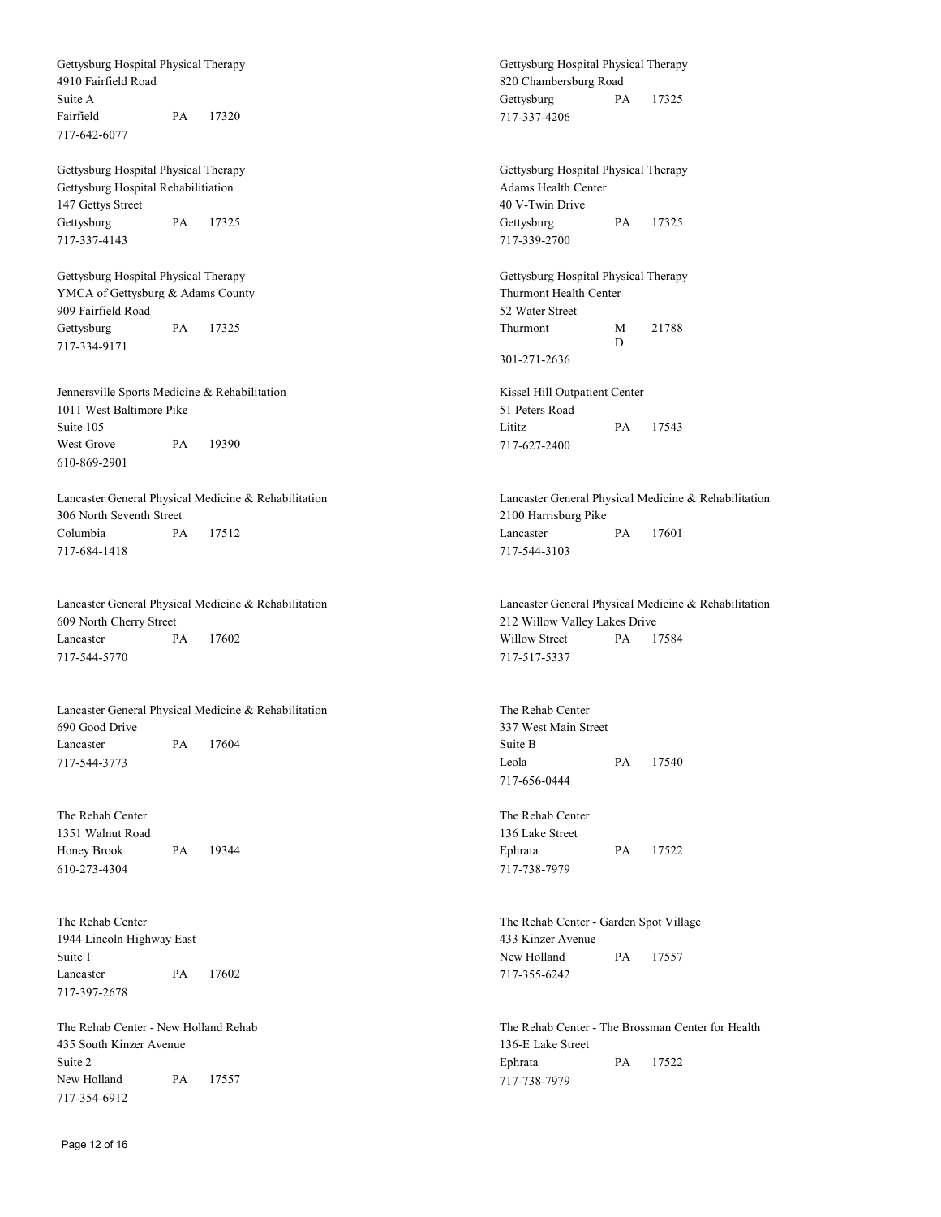Gettysburg Hospital Physical Therapy
4910 Fairfield Road
Suite A
Fairfield PA 17320
717-642-6077

Gettysburg Hospital Physical Therapy
820 Chambersburg Road
Gettysburg PA 17325
717-337-4206

Gettysburg Hospital Physical Therapy
Gettysburg Hospital Rehabilitiation
147 Gettys Street
Gettysburg PA 17325
717-337-4143

Gettysburg Hospital Physical Therapy
Adams Health Center
40 V-Twin Drive
Gettysburg PA 17325
717-339-2700

Gettysburg Hospital Physical Therapy
YMCA of Gettysburg & Adams County
909 Fairfield Road
Gettysburg PA 17325
717-334-9171

Gettysburg Hospital Physical Therapy
Thurmont Health Center
52 Water Street
Thurmont MD 21788
301-271-2636

Jennersville Sports Medicine & Rehabilitation
1011 West Baltimore Pike
Suite 105
West Grove PA 19390
610-869-2901

Kissel Hill Outpatient Center
51 Peters Road
Lititz PA 17543
717-627-2400

Lancaster General Physical Medicine & Rehabilitation
306 North Seventh Street
Columbia PA 17512
717-684-1418

Lancaster General Physical Medicine & Rehabilitation
2100 Harrisburg Pike
Lancaster PA 17601
717-544-3103

Lancaster General Physical Medicine & Rehabilitation
609 North Cherry Street
Lancaster PA 17602
717-544-5770

Lancaster General Physical Medicine & Rehabilitation
212 Willow Valley Lakes Drive
Willow Street PA 17584
717-517-5337

Lancaster General Physical Medicine & Rehabilitation
690 Good Drive
Lancaster PA 17604
717-544-3773

The Rehab Center
337 West Main Street
Suite B
Leola PA 17540
717-656-0444

The Rehab Center
1351 Walnut Road
Honey Brook PA 19344
610-273-4304

The Rehab Center
136 Lake Street
Ephrata PA 17522
717-738-7979

The Rehab Center
1944 Lincoln Highway East
Suite 1
Lancaster PA 17602
717-397-2678

The Rehab Center - Garden Spot Village
433 Kinzer Avenue
New Holland PA 17557
717-355-6242

The Rehab Center - New Holland Rehab
435 South Kinzer Avenue
Suite 2
New Holland PA 17557
717-354-6912

The Rehab Center - The Brossman Center for Health
136-E Lake Street
Ephrata PA 17522
717-738-7979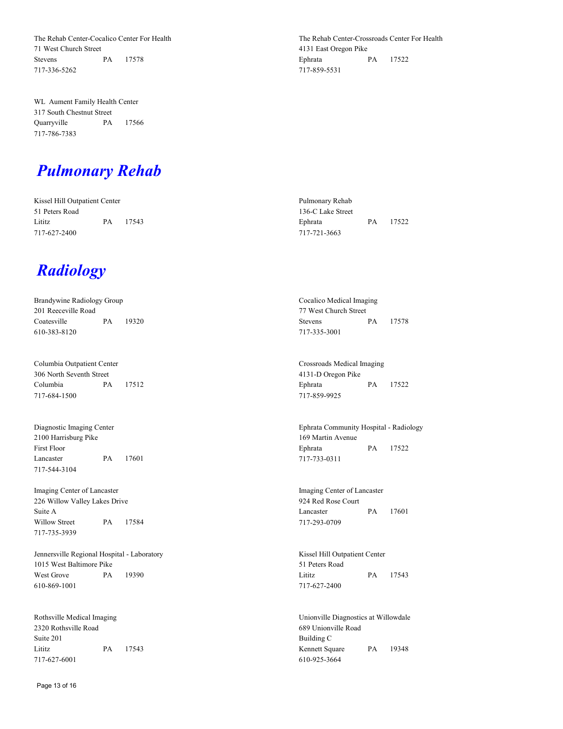The Rehab Center-Cocalico Center For Health
71 West Church Street
Stevens PA 17578
717-336-5262

The Rehab Center-Crossroads Center For Health
4131 East Oregon Pike
Ephrata PA 17522
717-859-5531

WL Aument Family Health Center
317 South Chestnut Street
Quarryville PA 17566
717-786-7383

# *Pulmonary Rehab*

Kissel Hill Outpatient Center
51 Peters Road
Lititz PA 17543
717-627-2400

Pulmonary Rehab
136-C Lake Street
Ephrata PA 17522
717-721-3663

# *Radiology*

Brandywine Radiology Group
201 Reeceville Road
Coatesville PA 19320
610-383-8120

Cocalico Medical Imaging
77 West Church Street
Stevens PA 17578
717-335-3001

Columbia Outpatient Center
306 North Seventh Street
Columbia PA 17512
717-684-1500

Crossroads Medical Imaging
4131-D Oregon Pike
Ephrata PA 17522
717-859-9925

Diagnostic Imaging Center
2100 Harrisburg Pike
First Floor
Lancaster PA 17601
717-544-3104

Ephrata Community Hospital - Radiology
169 Martin Avenue
Ephrata PA 17522
717-733-0311

Imaging Center of Lancaster
226 Willow Valley Lakes Drive
Suite A
Willow Street PA 17584
717-735-3939

Imaging Center of Lancaster
924 Red Rose Court
Lancaster PA 17601
717-293-0709

Jennersville Regional Hospital - Laboratory
1015 West Baltimore Pike
West Grove PA 19390
610-869-1001

Kissel Hill Outpatient Center
51 Peters Road
Lititz PA 17543
717-627-2400

Rothsville Medical Imaging
2320 Rothsville Road
Suite 201
Lititz PA 17543
717-627-6001

Unionville Diagnostics at Willowdale
689 Unionville Road
Building C
Kennett Square PA 19348
610-925-3664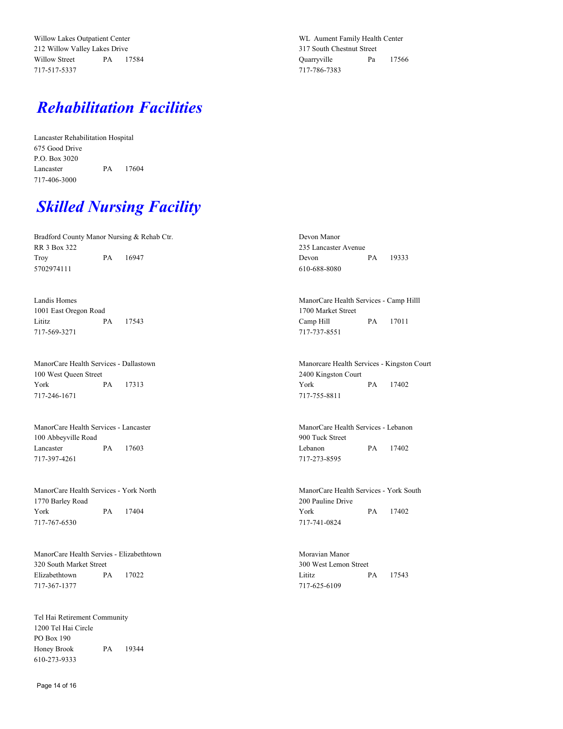Willow Lakes Outpatient Center
212 Willow Valley Lakes Drive
Willow Street PA 17584
717-517-5337

WL Aument Family Health Center
317 South Chestnut Street
Quarryville Pa 17566
717-786-7383

## *Rehabilitation Facilities*

Lancaster Rehabilitation Hospital
675 Good Drive
P.O. Box 3020
Lancaster PA 17604
717-406-3000

## *Skilled Nursing Facility*

Bradford County Manor Nursing & Rehab Ctr.
RR 3 Box 322
Troy PA 16947
5702974111

Devon Manor
235 Lancaster Avenue
Devon PA 19333
610-688-8080

Landis Homes
1001 East Oregon Road
Lititz PA 17543
717-569-3271

ManorCare Health Services - Camp Hilll
1700 Market Street
Camp Hill PA 17011
717-737-8551

ManorCare Health Services - Dallastown
100 West Queen Street
York PA 17313
717-246-1671

Manorcare Health Services - Kingston Court
2400 Kingston Court
York PA 17402
717-755-8811

ManorCare Health Services - Lancaster
100 Abbeyville Road
Lancaster PA 17603
717-397-4261

ManorCare Health Services - Lebanon
900 Tuck Street
Lebanon PA 17402
717-273-8595

ManorCare Health Services - York North
1770 Barley Road
York PA 17404
717-767-6530

ManorCare Health Services - York South
200 Pauline Drive
York PA 17402
717-741-0824

ManorCare Health Servies - Elizabethtown
320 South Market Street
Elizabethtown PA 17022
717-367-1377

Moravian Manor
300 West Lemon Street
Lititz PA 17543
717-625-6109

Tel Hai Retirement Community
1200 Tel Hai Circle
PO Box 190
Honey Brook PA 19344
610-273-9333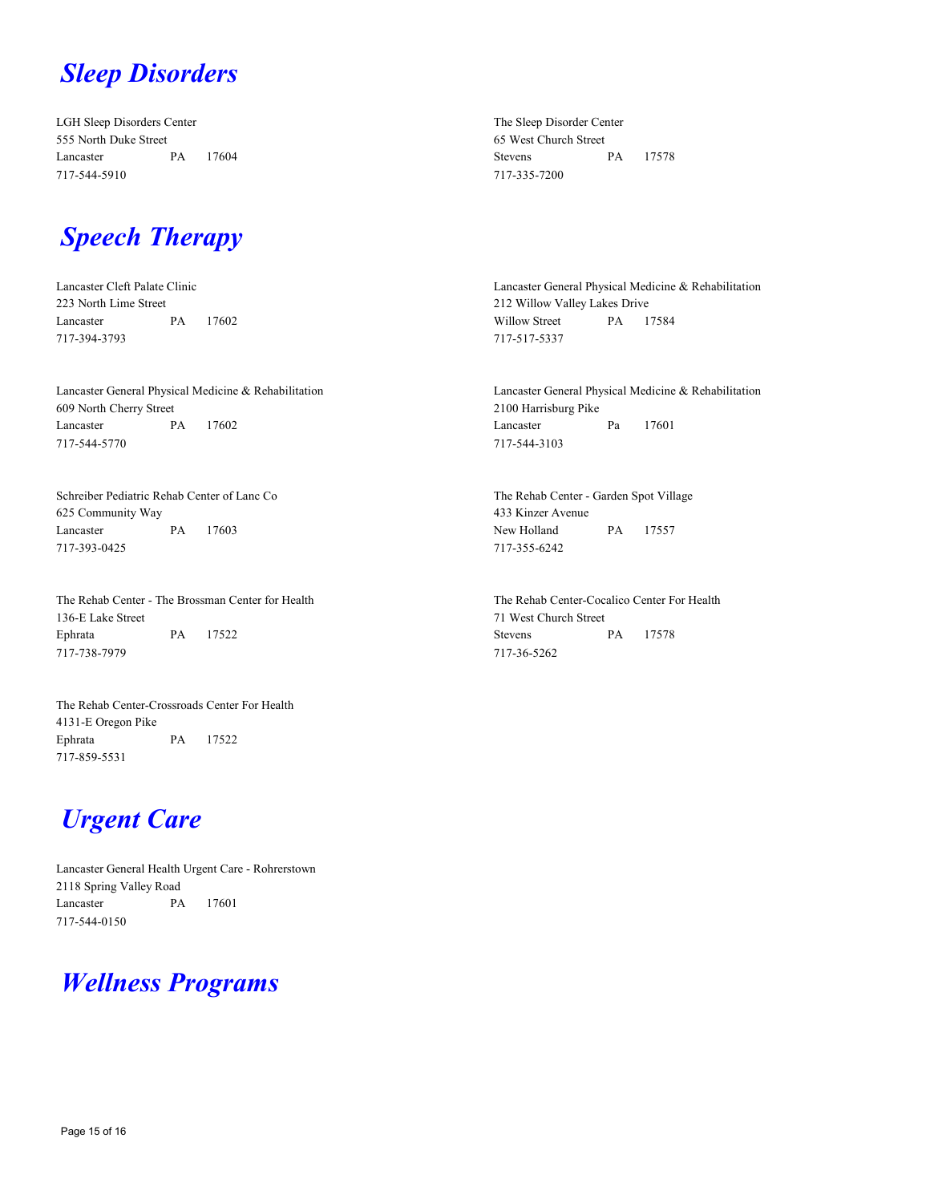## *Sleep Disorders*

LGH Sleep Disorders Center
555 North Duke Street
Lancaster PA 17604
717-544-5910

The Sleep Disorder Center
65 West Church Street
Stevens PA 17578
717-335-7200

## *Speech Therapy*

Lancaster Cleft Palate Clinic
223 North Lime Street
Lancaster PA 17602
717-394-3793

Lancaster General Physical Medicine & Rehabilitation
212 Willow Valley Lakes Drive
Willow Street PA 17584
717-517-5337

Lancaster General Physical Medicine & Rehabilitation
609 North Cherry Street
Lancaster PA 17602
717-544-5770

Lancaster General Physical Medicine & Rehabilitation
2100 Harrisburg Pike
Lancaster Pa 17601
717-544-3103

Schreiber Pediatric Rehab Center of Lanc Co
625 Community Way
Lancaster PA 17603
717-393-0425

The Rehab Center - Garden Spot Village
433 Kinzer Avenue
New Holland PA 17557
717-355-6242

The Rehab Center - The Brossman Center for Health
136-E Lake Street
Ephrata PA 17522
717-738-7979

The Rehab Center-Cocalico Center For Health
71 West Church Street
Stevens PA 17578
717-36-5262

The Rehab Center-Crossroads Center For Health
4131-E Oregon Pike
Ephrata PA 17522
717-859-5531

## *Urgent Care*

Lancaster General Health Urgent Care - Rohrerstown
2118 Spring Valley Road
Lancaster PA 17601
717-544-0150

## *Wellness Programs*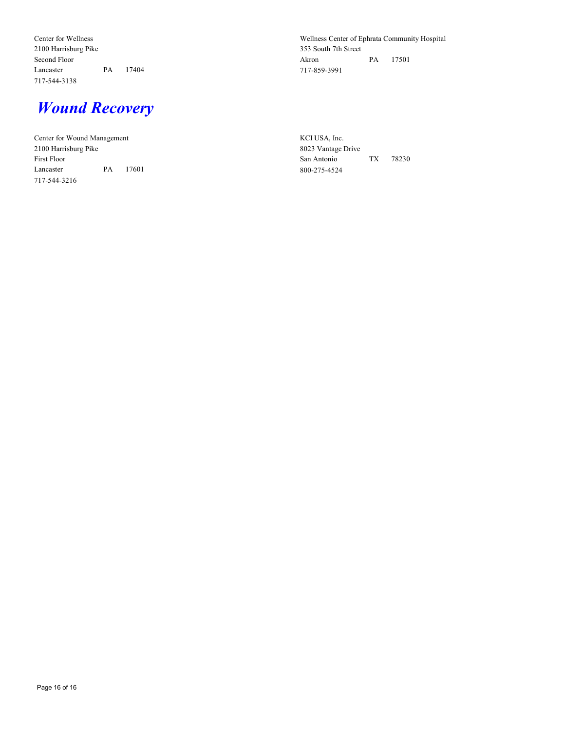Center for Wellness
2100 Harrisburg Pike
Second Floor
Lancaster PA 17404
717-544-3138

Wellness Center of Ephrata Community Hospital
353 South 7th Street
Akron PA 17501
717-859-3991

## *Wound Recovery*

Center for Wound Management
2100 Harrisburg Pike
First Floor
Lancaster PA 17601
717-544-3216

KCI USA, Inc.
8023 Vantage Drive
San Antonio TX 78230
800-275-4524